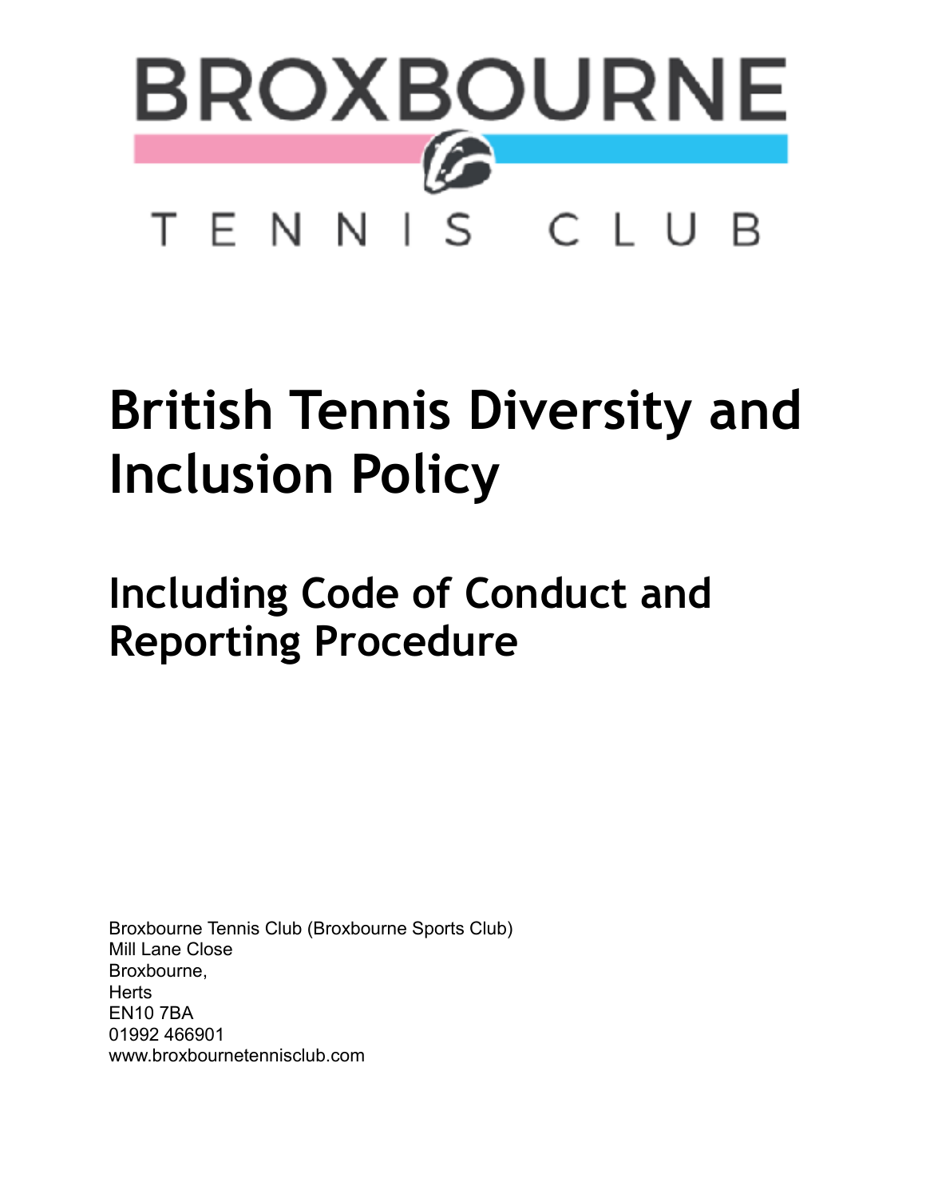BROXBOURNE

TENNIS CLUB

# British Tennis Diversity and Inclusion Policy

## Including Code of Conduct and Reporting Procedure

Broxbourne Tennis Club (Broxbourne Sports Club)
Mill Lane Close
Broxbourne,
Herts
EN10 7BA
01992 466901
www.broxbournetennisclub.com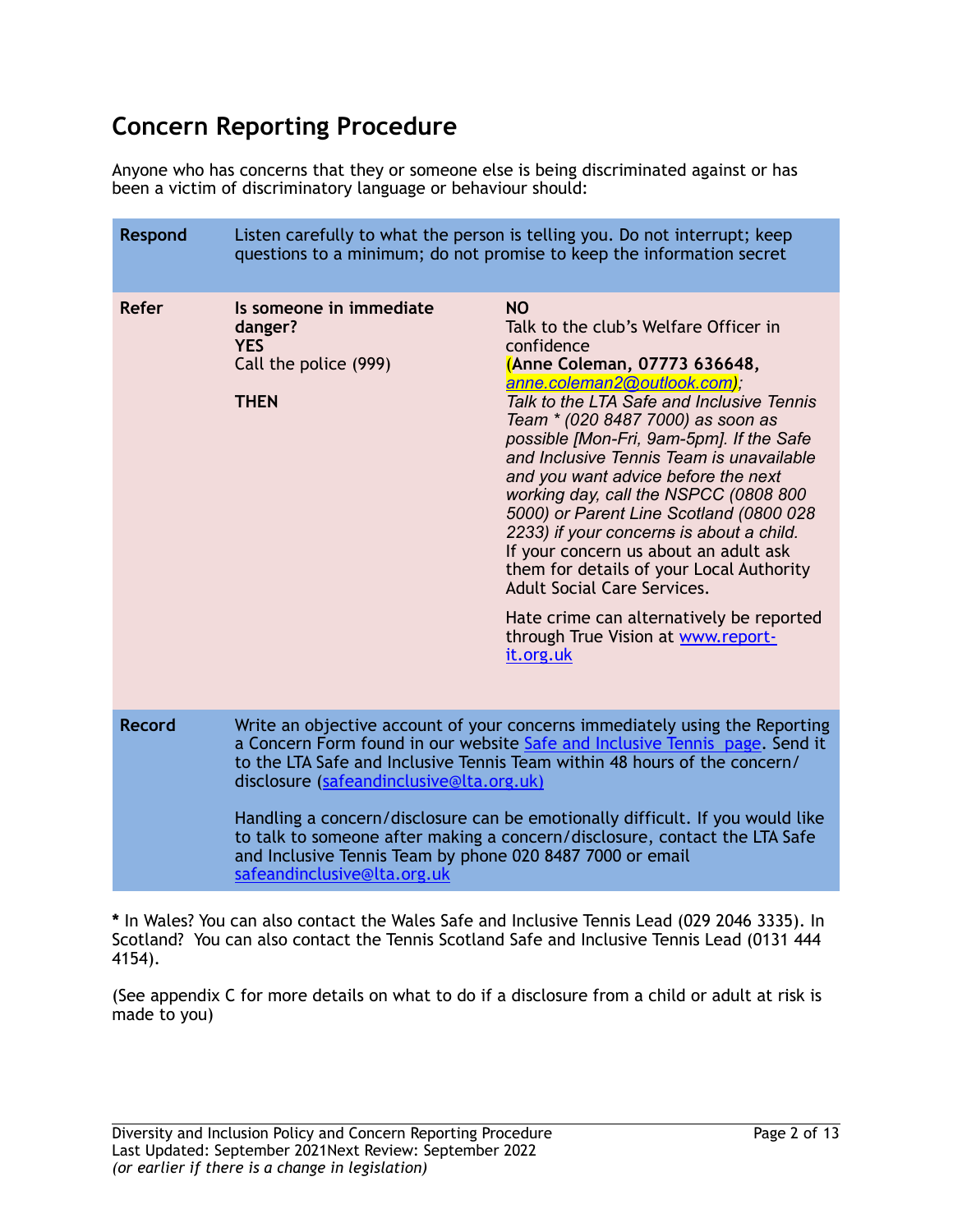## Concern Reporting Procedure

Anyone who has concerns that they or someone else is being discriminated against or has been a victim of discriminatory language or behaviour should:

| | | |
|---|---|---|
| **Respond** | Listen carefully to what the person is telling you. Do not interrupt; keep questions to a minimum; do not promise to keep the information secret | |
| **Refer** | **Is someone in immediate danger?**<br>**YES**<br>Call the police (999)<br><br>**THEN** | **NO**<br>Talk to the club's Welfare Officer in confidence<br>**(Anne Coleman, 07773 636648,** *anne.coleman2@outlook.com);*<br>*Talk to the LTA Safe and Inclusive Tennis Team * (020 8487 7000) as soon as possible [Mon-Fri, 9am-5pm]. If the Safe and Inclusive Tennis Team is unavailable and you want advice before the next working day, call the NSPCC (0808 800 5000) or Parent Line Scotland (0800 028 2233) if your concerns is about a child.*<br>If your concern us about an adult ask them for details of your Local Authority Adult Social Care Services.<br><br>Hate crime can alternatively be reported through True Vision at www.report-it.org.uk |
| **Record** | Write an objective account of your concerns immediately using the Reporting a Concern Form found in our website Safe and Inclusive Tennis page. Send it to the LTA Safe and Inclusive Tennis Team within 48 hours of the concern/ disclosure (safeandinclusive@lta.org.uk)<br><br>Handling a concern/disclosure can be emotionally difficult. If you would like to talk to someone after making a concern/disclosure, contact the LTA Safe and Inclusive Tennis Team by phone 020 8487 7000 or email safeandinclusive@lta.org.uk | |

**\*** In Wales? You can also contact the Wales Safe and Inclusive Tennis Lead (029 2046 3335). In Scotland? You can also contact the Tennis Scotland Safe and Inclusive Tennis Lead (0131 444 4154).

(See appendix C for more details on what to do if a disclosure from a child or adult at risk is made to you)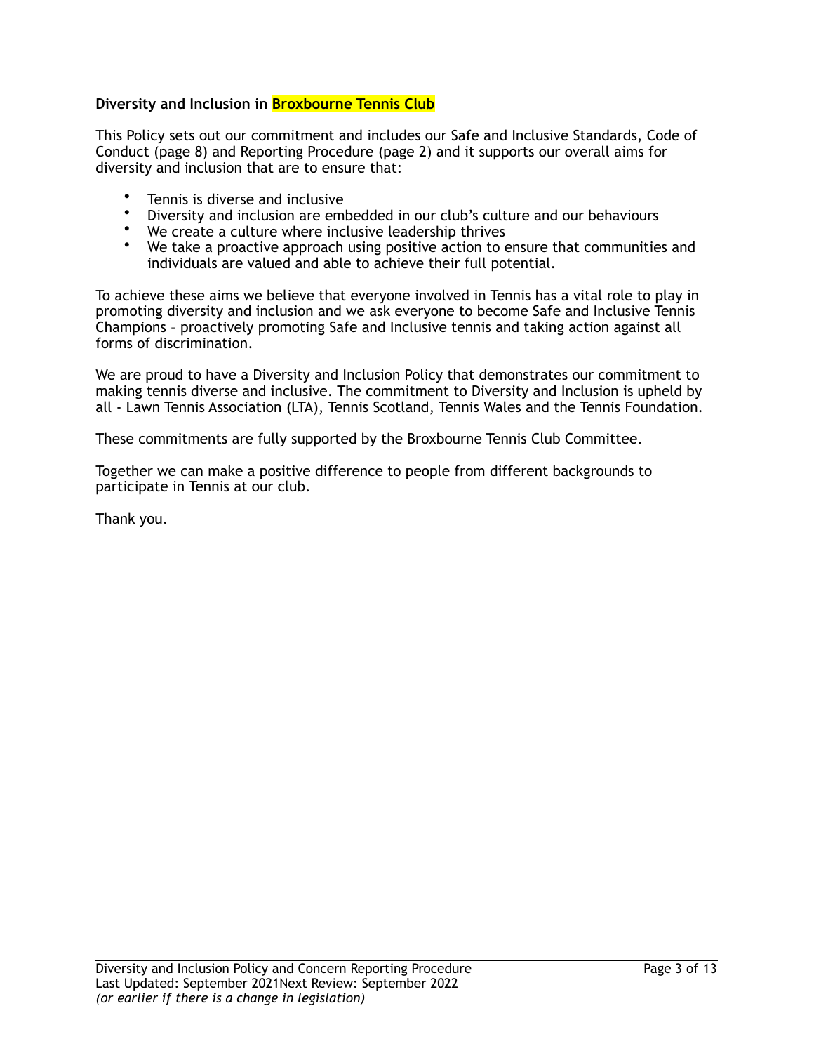**Diversity and Inclusion in Broxbourne Tennis Club**

This Policy sets out our commitment and includes our Safe and Inclusive Standards, Code of Conduct (page 8) and Reporting Procedure (page 2) and it supports our overall aims for diversity and inclusion that are to ensure that:

- Tennis is diverse and inclusive
- Diversity and inclusion are embedded in our club's culture and our behaviours
- We create a culture where inclusive leadership thrives
- We take a proactive approach using positive action to ensure that communities and individuals are valued and able to achieve their full potential.

To achieve these aims we believe that everyone involved in Tennis has a vital role to play in promoting diversity and inclusion and we ask everyone to become Safe and Inclusive Tennis Champions – proactively promoting Safe and Inclusive tennis and taking action against all forms of discrimination.

We are proud to have a Diversity and Inclusion Policy that demonstrates our commitment to making tennis diverse and inclusive. The commitment to Diversity and Inclusion is upheld by all - Lawn Tennis Association (LTA), Tennis Scotland, Tennis Wales and the Tennis Foundation.

These commitments are fully supported by the Broxbourne Tennis Club Committee.

Together we can make a positive difference to people from different backgrounds to participate in Tennis at our club.

Thank you.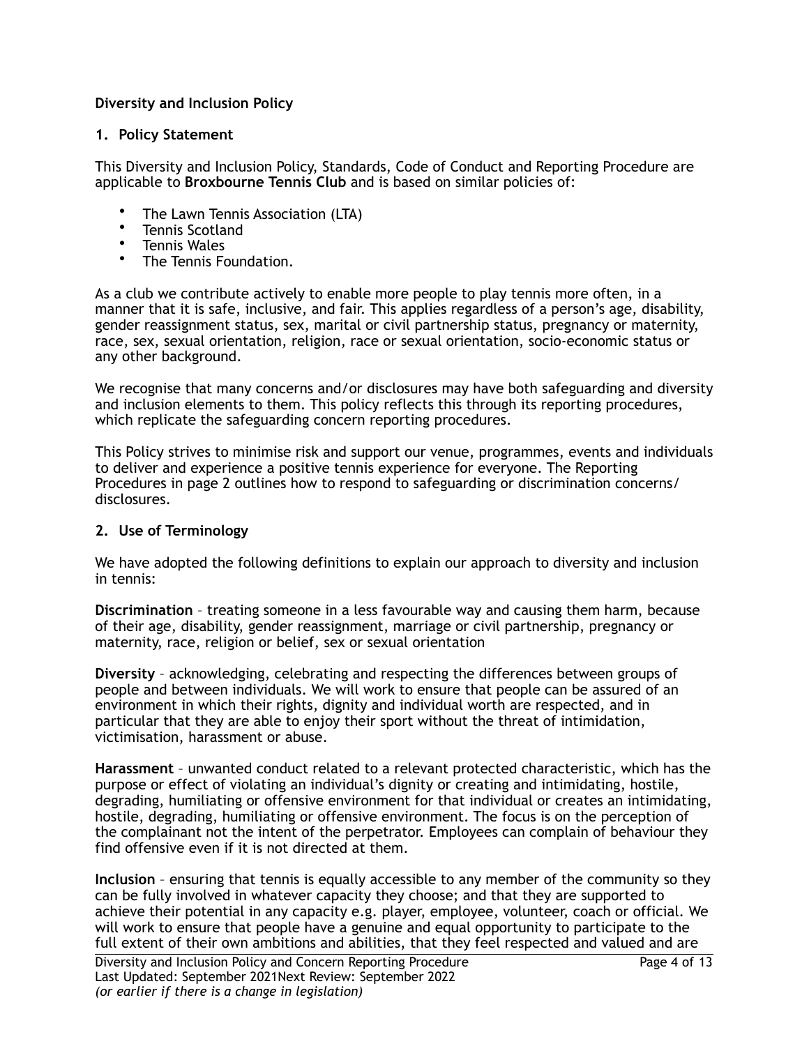**Diversity and Inclusion Policy**

## 1. Policy Statement

This Diversity and Inclusion Policy, Standards, Code of Conduct and Reporting Procedure are applicable to **Broxbourne Tennis Club** and is based on similar policies of:

- The Lawn Tennis Association (LTA)
- Tennis Scotland
- Tennis Wales
- The Tennis Foundation.

As a club we contribute actively to enable more people to play tennis more often, in a manner that it is safe, inclusive, and fair. This applies regardless of a person's age, disability, gender reassignment status, sex, marital or civil partnership status, pregnancy or maternity, race, sex, sexual orientation, religion, race or sexual orientation, socio-economic status or any other background.

We recognise that many concerns and/or disclosures may have both safeguarding and diversity and inclusion elements to them. This policy reflects this through its reporting procedures, which replicate the safeguarding concern reporting procedures.

This Policy strives to minimise risk and support our venue, programmes, events and individuals to deliver and experience a positive tennis experience for everyone. The Reporting Procedures in page 2 outlines how to respond to safeguarding or discrimination concerns/ disclosures.

## 2. Use of Terminology

We have adopted the following definitions to explain our approach to diversity and inclusion in tennis:

**Discrimination** – treating someone in a less favourable way and causing them harm, because of their age, disability, gender reassignment, marriage or civil partnership, pregnancy or maternity, race, religion or belief, sex or sexual orientation

**Diversity** – acknowledging, celebrating and respecting the differences between groups of people and between individuals. We will work to ensure that people can be assured of an environment in which their rights, dignity and individual worth are respected, and in particular that they are able to enjoy their sport without the threat of intimidation, victimisation, harassment or abuse.

**Harassment** – unwanted conduct related to a relevant protected characteristic, which has the purpose or effect of violating an individual's dignity or creating and intimidating, hostile, degrading, humiliating or offensive environment for that individual or creates an intimidating, hostile, degrading, humiliating or offensive environment. The focus is on the perception of the complainant not the intent of the perpetrator. Employees can complain of behaviour they find offensive even if it is not directed at them.

**Inclusion** – ensuring that tennis is equally accessible to any member of the community so they can be fully involved in whatever capacity they choose; and that they are supported to achieve their potential in any capacity e.g. player, employee, volunteer, coach or official. We will work to ensure that people have a genuine and equal opportunity to participate to the full extent of their own ambitions and abilities, that they feel respected and valued and are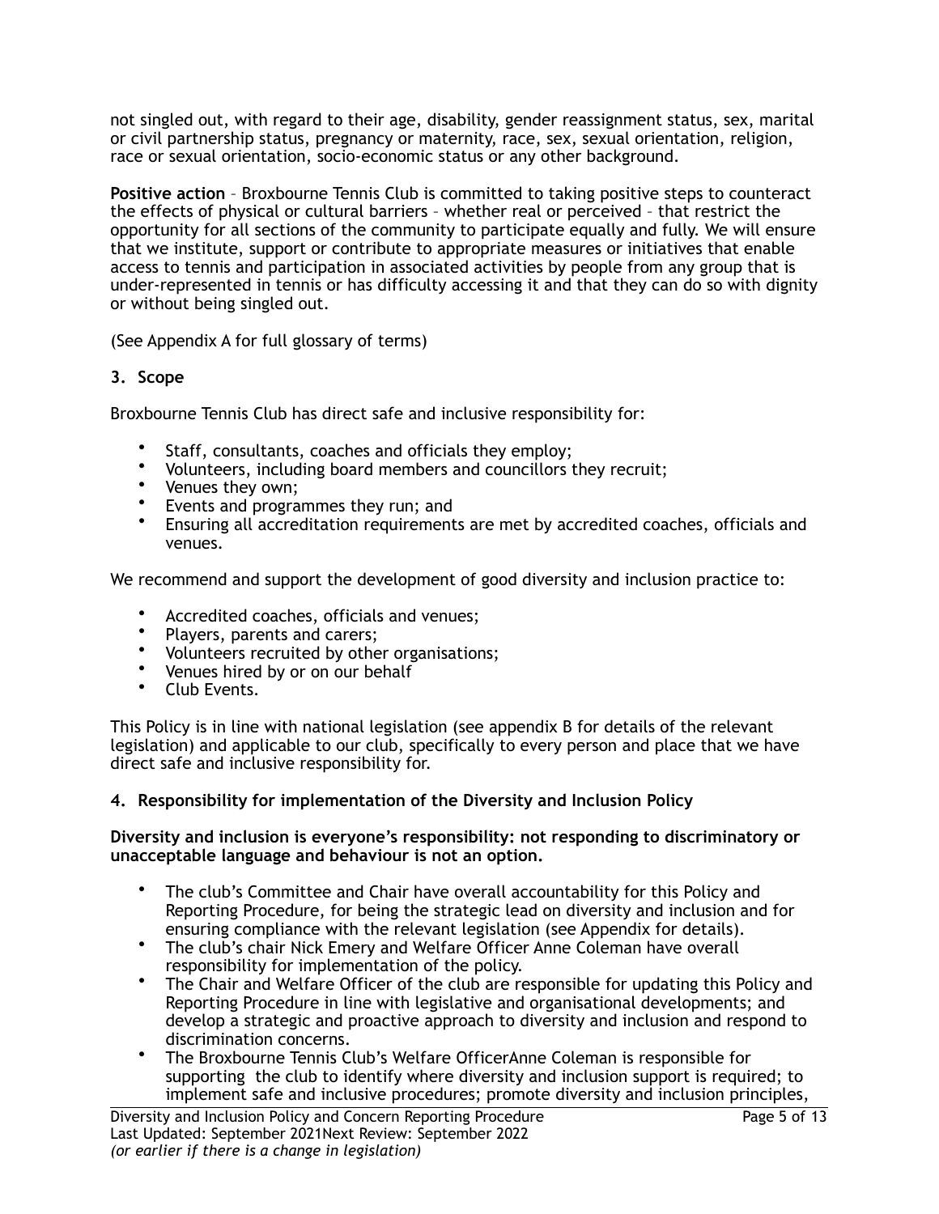not singled out, with regard to their age, disability, gender reassignment status, sex, marital or civil partnership status, pregnancy or maternity, race, sex, sexual orientation, religion, race or sexual orientation, socio-economic status or any other background.

**Positive action** – Broxbourne Tennis Club is committed to taking positive steps to counteract the effects of physical or cultural barriers – whether real or perceived – that restrict the opportunity for all sections of the community to participate equally and fully. We will ensure that we institute, support or contribute to appropriate measures or initiatives that enable access to tennis and participation in associated activities by people from any group that is under-represented in tennis or has difficulty accessing it and that they can do so with dignity or without being singled out.

(See Appendix A for full glossary of terms)

### 3. Scope

Broxbourne Tennis Club has direct safe and inclusive responsibility for:

- Staff, consultants, coaches and officials they employ;
- Volunteers, including board members and councillors they recruit;
- Venues they own;
- Events and programmes they run; and
- Ensuring all accreditation requirements are met by accredited coaches, officials and venues.

We recommend and support the development of good diversity and inclusion practice to:

- Accredited coaches, officials and venues;
- Players, parents and carers;
- Volunteers recruited by other organisations;
- Venues hired by or on our behalf
- Club Events.

This Policy is in line with national legislation (see appendix B for details of the relevant legislation) and applicable to our club, specifically to every person and place that we have direct safe and inclusive responsibility for.

### 4. Responsibility for implementation of the Diversity and Inclusion Policy

**Diversity and inclusion is everyone's responsibility: not responding to discriminatory or unacceptable language and behaviour is not an option.**

- The club's Committee and Chair have overall accountability for this Policy and Reporting Procedure, for being the strategic lead on diversity and inclusion and for ensuring compliance with the relevant legislation (see Appendix for details).
- The club's chair Nick Emery and Welfare Officer Anne Coleman have overall responsibility for implementation of the policy.
- The Chair and Welfare Officer of the club are responsible for updating this Policy and Reporting Procedure in line with legislative and organisational developments; and develop a strategic and proactive approach to diversity and inclusion and respond to discrimination concerns.
- The Broxbourne Tennis Club's Welfare OfficerAnne Coleman is responsible for supporting  the club to identify where diversity and inclusion support is required; to implement safe and inclusive procedures; promote diversity and inclusion principles,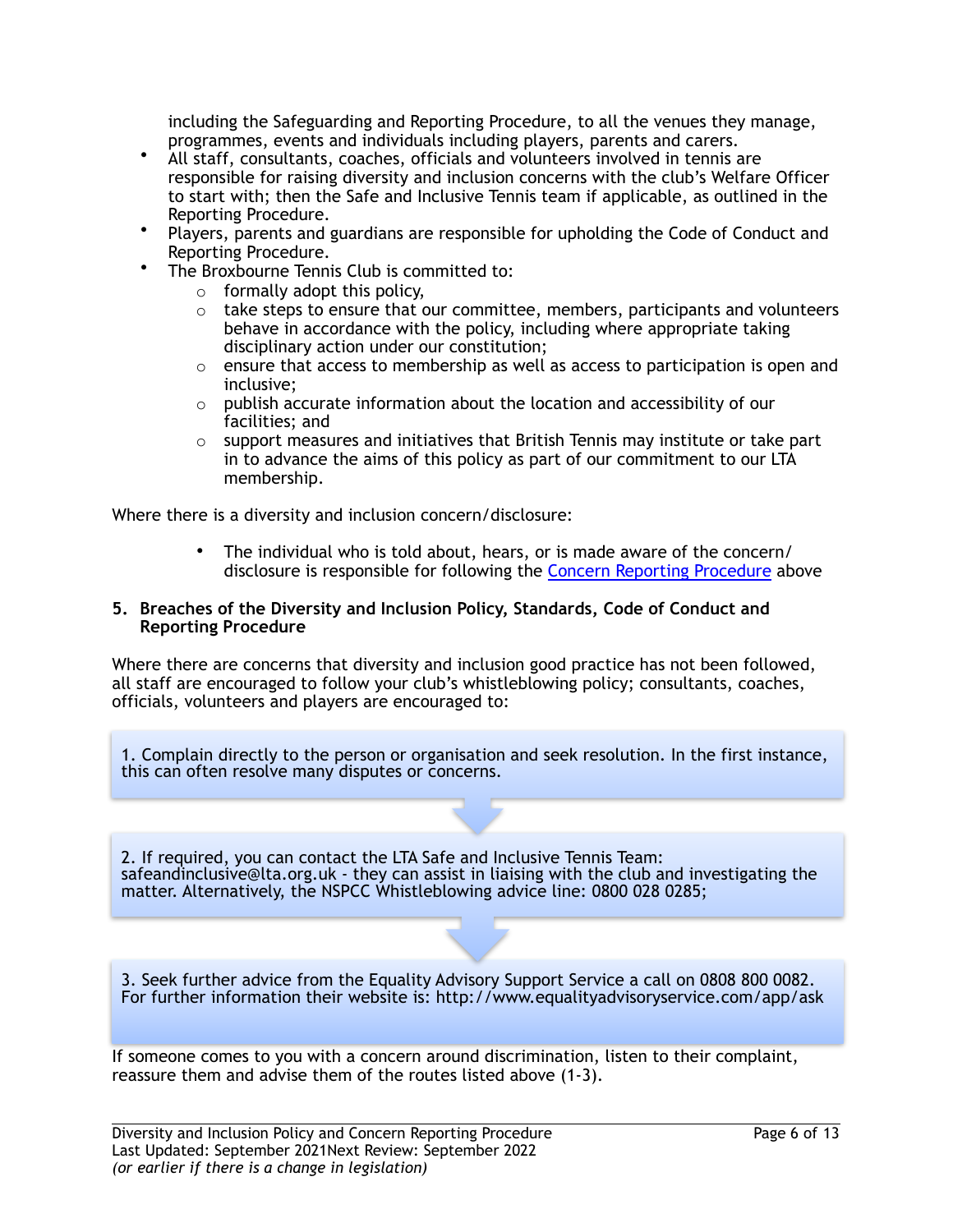including the Safeguarding and Reporting Procedure, to all the venues they manage, programmes, events and individuals including players, parents and carers.

- All staff, consultants, coaches, officials and volunteers involved in tennis are responsible for raising diversity and inclusion concerns with the club's Welfare Officer to start with; then the Safe and Inclusive Tennis team if applicable, as outlined in the Reporting Procedure.
- Players, parents and guardians are responsible for upholding the Code of Conduct and Reporting Procedure.
- The Broxbourne Tennis Club is committed to:
    - formally adopt this policy,
    - take steps to ensure that our committee, members, participants and volunteers behave in accordance with the policy, including where appropriate taking disciplinary action under our constitution;
    - ensure that access to membership as well as access to participation is open and inclusive;
    - publish accurate information about the location and accessibility of our facilities; and
    - support measures and initiatives that British Tennis may institute or take part in to advance the aims of this policy as part of our commitment to our LTA membership.

Where there is a diversity and inclusion concern/disclosure:

- The individual who is told about, hears, or is made aware of the concern/disclosure is responsible for following the Concern Reporting Procedure above

## 5. Breaches of the Diversity and Inclusion Policy, Standards, Code of Conduct and Reporting Procedure

Where there are concerns that diversity and inclusion good practice has not been followed, all staff are encouraged to follow your club's whistleblowing policy; consultants, coaches, officials, volunteers and players are encouraged to:

1. Complain directly to the person or organisation and seek resolution. In the first instance, this can often resolve many disputes or concerns.

2. If required, you can contact the LTA Safe and Inclusive Tennis Team: safeandinclusive@lta.org.uk - they can assist in liaising with the club and investigating the matter. Alternatively, the NSPCC Whistleblowing advice line: 0800 028 0285;

3. Seek further advice from the Equality Advisory Support Service a call on 0808 800 0082. For further information their website is: http://www.equalityadvisoryservice.com/app/ask

If someone comes to you with a concern around discrimination, listen to their complaint, reassure them and advise them of the routes listed above (1-3).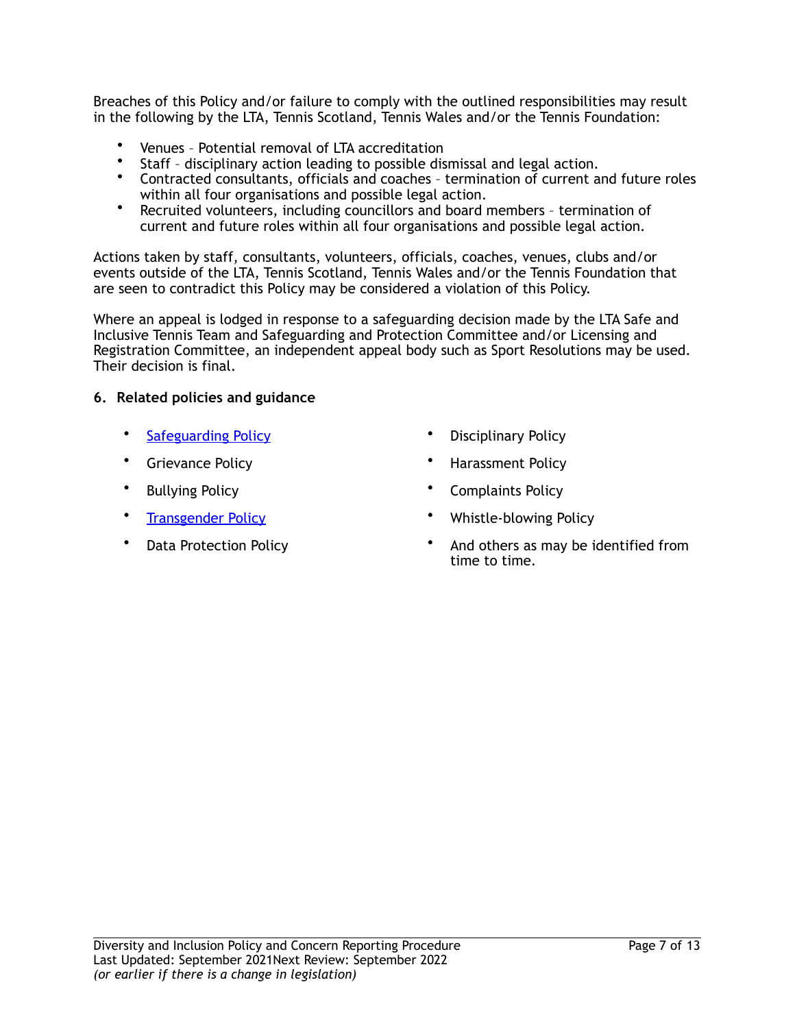Breaches of this Policy and/or failure to comply with the outlined responsibilities may result in the following by the LTA, Tennis Scotland, Tennis Wales and/or the Tennis Foundation:

- Venues – Potential removal of LTA accreditation
- Staff – disciplinary action leading to possible dismissal and legal action.
- Contracted consultants, officials and coaches – termination of current and future roles within all four organisations and possible legal action.
- Recruited volunteers, including councillors and board members – termination of current and future roles within all four organisations and possible legal action.

Actions taken by staff, consultants, volunteers, officials, coaches, venues, clubs and/or events outside of the LTA, Tennis Scotland, Tennis Wales and/or the Tennis Foundation that are seen to contradict this Policy may be considered a violation of this Policy.

Where an appeal is lodged in response to a safeguarding decision made by the LTA Safe and Inclusive Tennis Team and Safeguarding and Protection Committee and/or Licensing and Registration Committee, an independent appeal body such as Sport Resolutions may be used. Their decision is final.

## 6. Related policies and guidance

- Safeguarding Policy
- Grievance Policy
- Bullying Policy
- Transgender Policy
- Data Protection Policy
- Disciplinary Policy
- Harassment Policy
- Complaints Policy
- Whistle-blowing Policy
- And others as may be identified from time to time.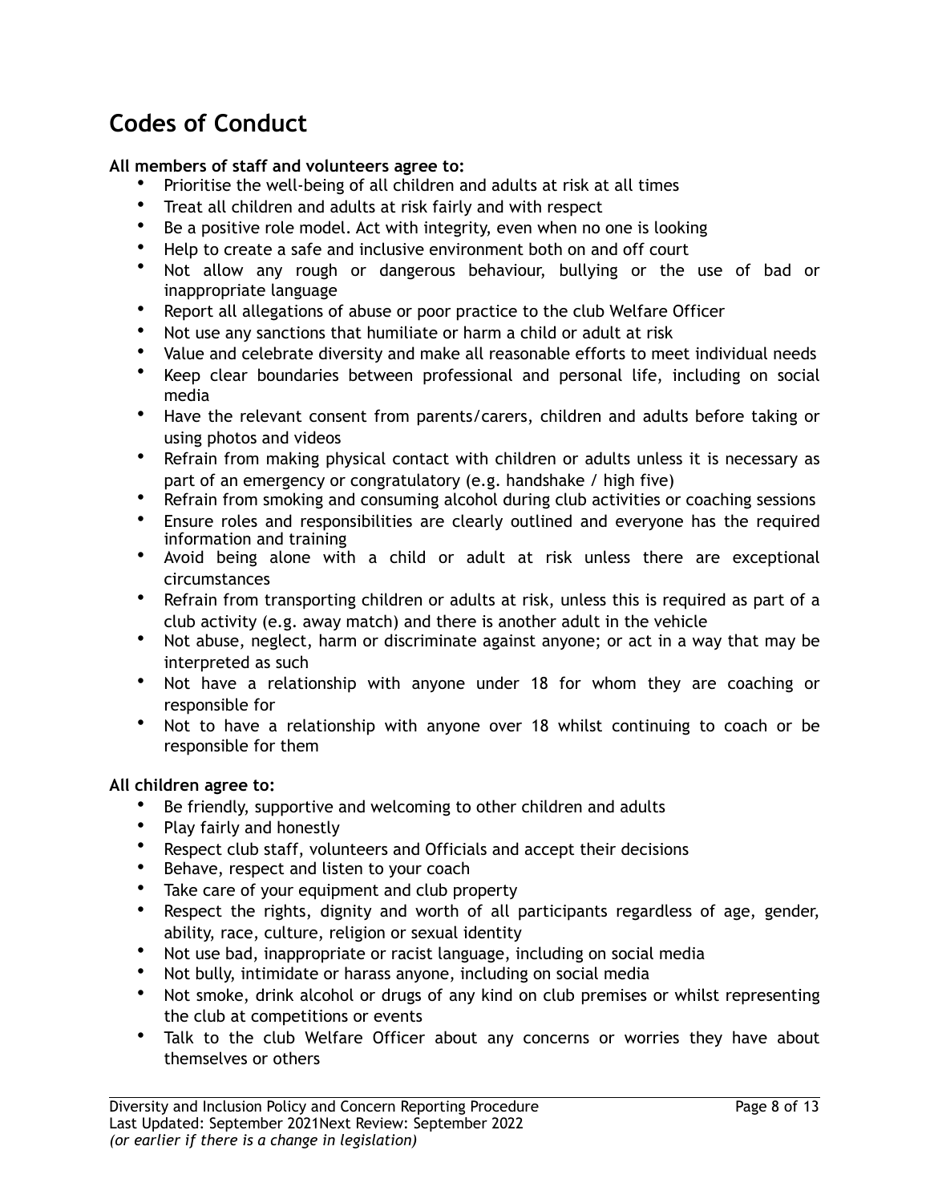## Codes of Conduct

**All members of staff and volunteers agree to:**

- Prioritise the well-being of all children and adults at risk at all times
- Treat all children and adults at risk fairly and with respect
- Be a positive role model. Act with integrity, even when no one is looking
- Help to create a safe and inclusive environment both on and off court
- Not allow any rough or dangerous behaviour, bullying or the use of bad or inappropriate language
- Report all allegations of abuse or poor practice to the club Welfare Officer
- Not use any sanctions that humiliate or harm a child or adult at risk
- Value and celebrate diversity and make all reasonable efforts to meet individual needs
- Keep clear boundaries between professional and personal life, including on social media
- Have the relevant consent from parents/carers, children and adults before taking or using photos and videos
- Refrain from making physical contact with children or adults unless it is necessary as part of an emergency or congratulatory (e.g. handshake / high five)
- Refrain from smoking and consuming alcohol during club activities or coaching sessions
- Ensure roles and responsibilities are clearly outlined and everyone has the required information and training
- Avoid being alone with a child or adult at risk unless there are exceptional circumstances
- Refrain from transporting children or adults at risk, unless this is required as part of a club activity (e.g. away match) and there is another adult in the vehicle
- Not abuse, neglect, harm or discriminate against anyone; or act in a way that may be interpreted as such
- Not have a relationship with anyone under 18 for whom they are coaching or responsible for
- Not to have a relationship with anyone over 18 whilst continuing to coach or be responsible for them

**All children agree to:**

- Be friendly, supportive and welcoming to other children and adults
- Play fairly and honestly
- Respect club staff, volunteers and Officials and accept their decisions
- Behave, respect and listen to your coach
- Take care of your equipment and club property
- Respect the rights, dignity and worth of all participants regardless of age, gender, ability, race, culture, religion or sexual identity
- Not use bad, inappropriate or racist language, including on social media
- Not bully, intimidate or harass anyone, including on social media
- Not smoke, drink alcohol or drugs of any kind on club premises or whilst representing the club at competitions or events
- Talk to the club Welfare Officer about any concerns or worries they have about themselves or others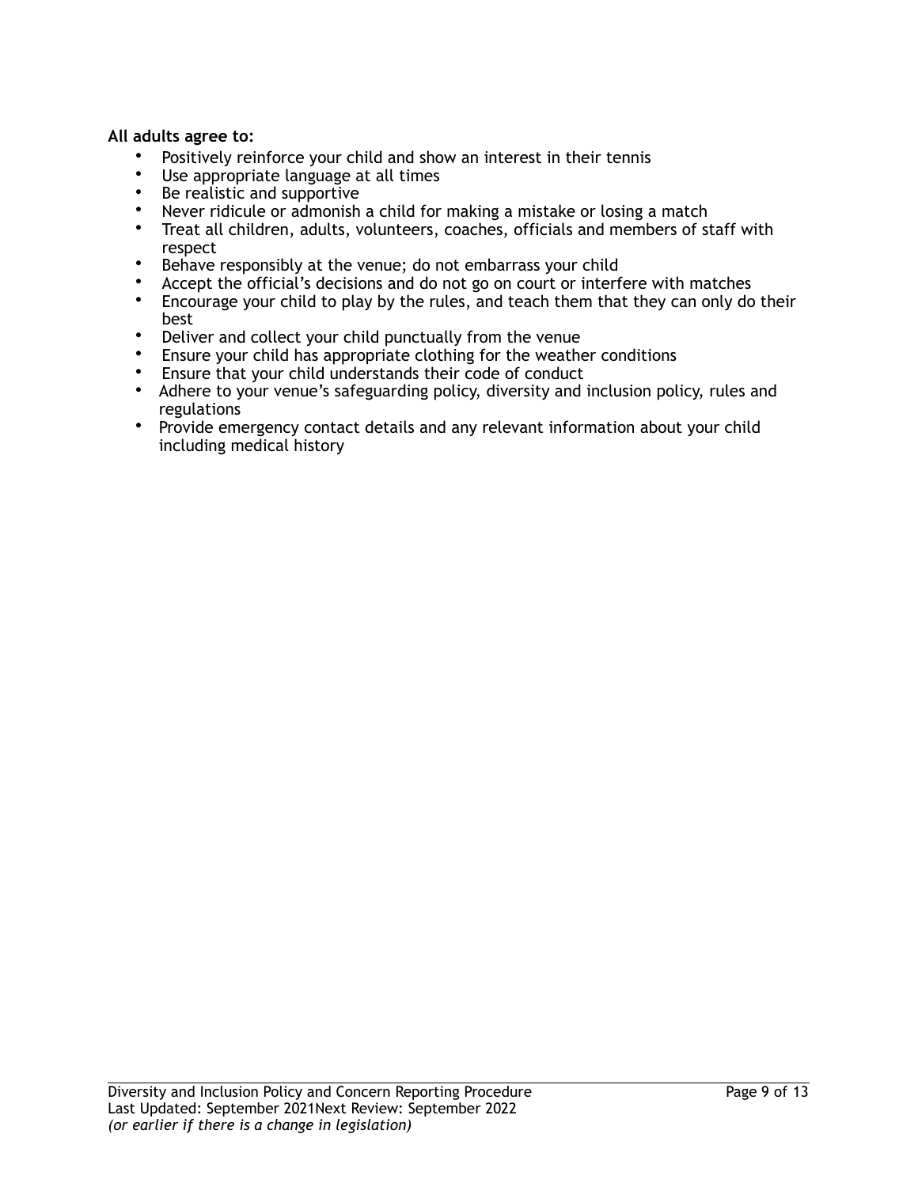**All adults agree to:**

- Positively reinforce your child and show an interest in their tennis
- Use appropriate language at all times
- Be realistic and supportive
- Never ridicule or admonish a child for making a mistake or losing a match
- Treat all children, adults, volunteers, coaches, officials and members of staff with respect
- Behave responsibly at the venue; do not embarrass your child
- Accept the official's decisions and do not go on court or interfere with matches
- Encourage your child to play by the rules, and teach them that they can only do their best
- Deliver and collect your child punctually from the venue
- Ensure your child has appropriate clothing for the weather conditions
- Ensure that your child understands their code of conduct
- Adhere to your venue's safeguarding policy, diversity and inclusion policy, rules and regulations
- Provide emergency contact details and any relevant information about your child including medical history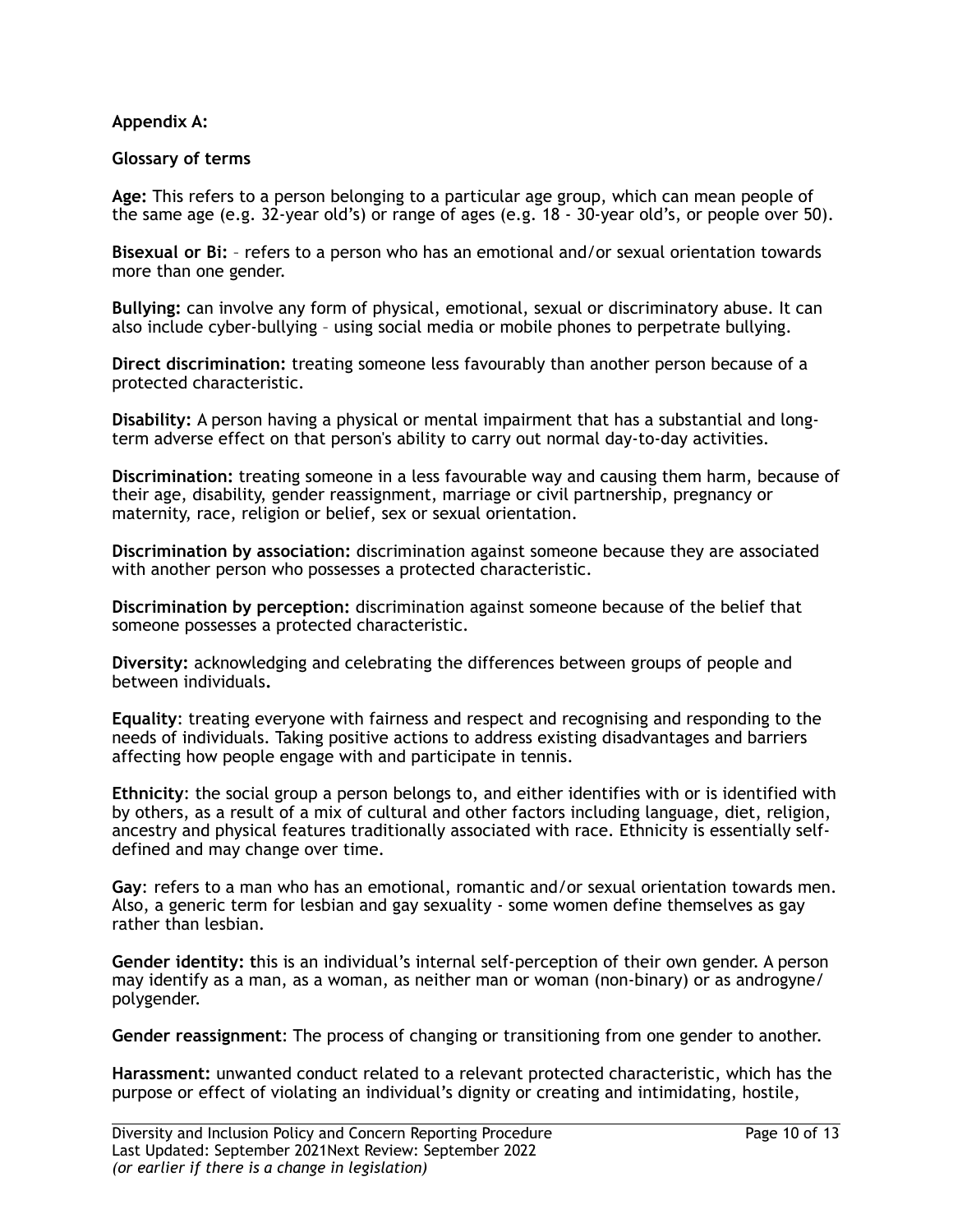**Appendix A:**

**Glossary of terms**

**Age:** This refers to a person belonging to a particular age group, which can mean people of the same age (e.g. 32-year old's) or range of ages (e.g. 18 - 30-year old's, or people over 50).

**Bisexual or Bi:** – refers to a person who has an emotional and/or sexual orientation towards more than one gender.

**Bullying:** can involve any form of physical, emotional, sexual or discriminatory abuse. It can also include cyber-bullying – using social media or mobile phones to perpetrate bullying.

**Direct discrimination:** treating someone less favourably than another person because of a protected characteristic.

**Disability:** A person having a physical or mental impairment that has a substantial and long-term adverse effect on that person's ability to carry out normal day-to-day activities.

**Discrimination:** treating someone in a less favourable way and causing them harm, because of their age, disability, gender reassignment, marriage or civil partnership, pregnancy or maternity, race, religion or belief, sex or sexual orientation.

**Discrimination by association:** discrimination against someone because they are associated with another person who possesses a protected characteristic.

**Discrimination by perception:** discrimination against someone because of the belief that someone possesses a protected characteristic.

**Diversity:** acknowledging and celebrating the differences between groups of people and between individuals**.**

**Equality**: treating everyone with fairness and respect and recognising and responding to the needs of individuals. Taking positive actions to address existing disadvantages and barriers affecting how people engage with and participate in tennis.

**Ethnicity**: the social group a person belongs to, and either identifies with or is identified with by others, as a result of a mix of cultural and other factors including language, diet, religion, ancestry and physical features traditionally associated with race. Ethnicity is essentially self-defined and may change over time.

**Gay**: refers to a man who has an emotional, romantic and/or sexual orientation towards men. Also, a generic term for lesbian and gay sexuality - some women define themselves as gay rather than lesbian.

**Gender identity: t**his is an individual's internal self-perception of their own gender. A person may identify as a man, as a woman, as neither man or woman (non-binary) or as androgyne/ polygender.

**Gender reassignment**: The process of changing or transitioning from one gender to another.

**Harassment:** unwanted conduct related to a relevant protected characteristic, which has the purpose or effect of violating an individual's dignity or creating and intimidating, hostile,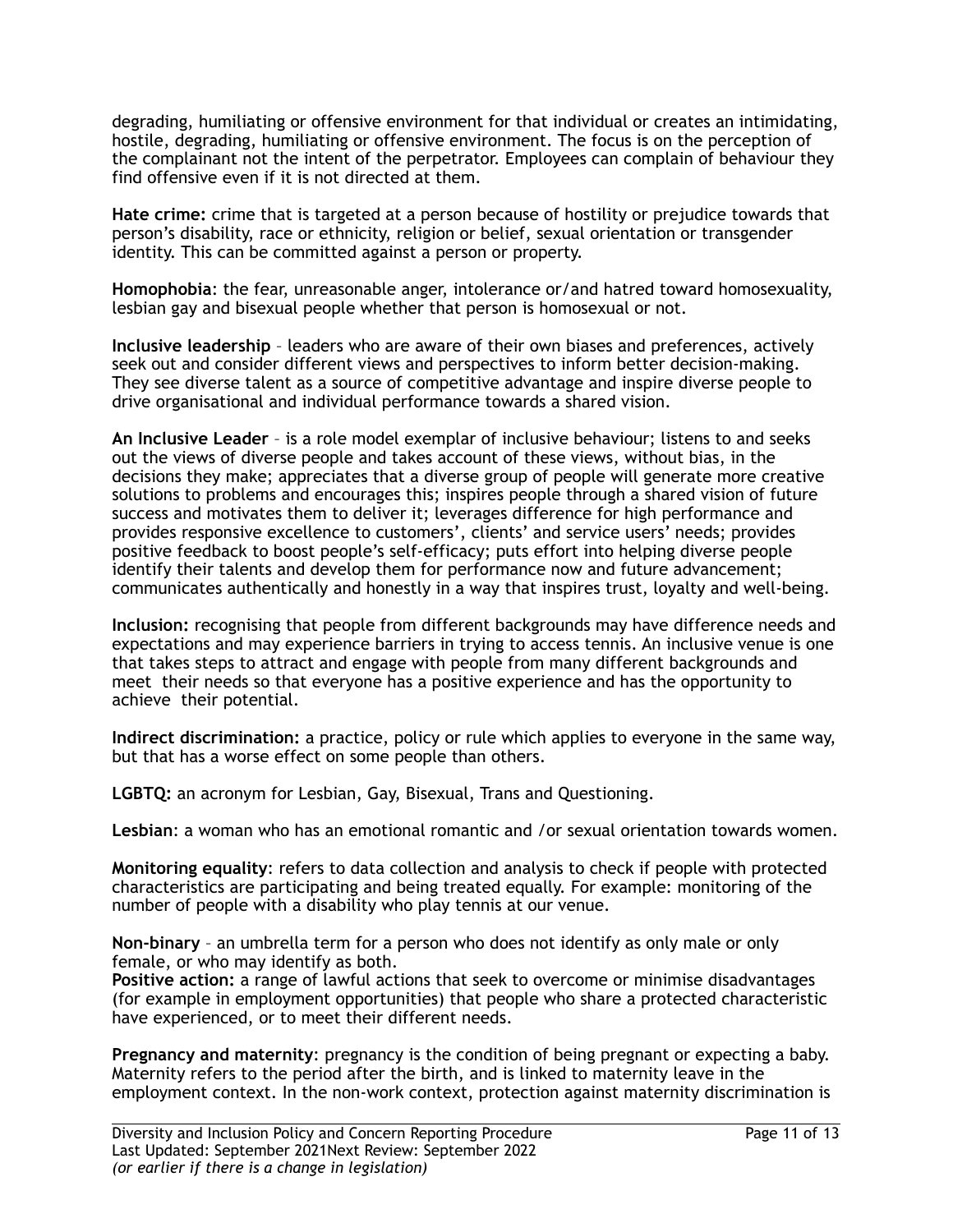degrading, humiliating or offensive environment for that individual or creates an intimidating, hostile, degrading, humiliating or offensive environment. The focus is on the perception of the complainant not the intent of the perpetrator. Employees can complain of behaviour they find offensive even if it is not directed at them.

**Hate crime:** crime that is targeted at a person because of hostility or prejudice towards that person's disability, race or ethnicity, religion or belief, sexual orientation or transgender identity. This can be committed against a person or property.

**Homophobia**: the fear, unreasonable anger, intolerance or/and hatred toward homosexuality, lesbian gay and bisexual people whether that person is homosexual or not.

**Inclusive leadership** – leaders who are aware of their own biases and preferences, actively seek out and consider different views and perspectives to inform better decision-making. They see diverse talent as a source of competitive advantage and inspire diverse people to drive organisational and individual performance towards a shared vision.

**An Inclusive Leader** – is a role model exemplar of inclusive behaviour; listens to and seeks out the views of diverse people and takes account of these views, without bias, in the decisions they make; appreciates that a diverse group of people will generate more creative solutions to problems and encourages this; inspires people through a shared vision of future success and motivates them to deliver it; leverages difference for high performance and provides responsive excellence to customers', clients' and service users' needs; provides positive feedback to boost people's self-efficacy; puts effort into helping diverse people identify their talents and develop them for performance now and future advancement; communicates authentically and honestly in a way that inspires trust, loyalty and well-being.

**Inclusion:** recognising that people from different backgrounds may have difference needs and expectations and may experience barriers in trying to access tennis. An inclusive venue is one that takes steps to attract and engage with people from many different backgrounds and meet their needs so that everyone has a positive experience and has the opportunity to achieve their potential.

**Indirect discrimination:** a practice, policy or rule which applies to everyone in the same way, but that has a worse effect on some people than others.

**LGBTQ:** an acronym for Lesbian, Gay, Bisexual, Trans and Questioning.

**Lesbian**: a woman who has an emotional romantic and /or sexual orientation towards women.

**Monitoring equality**: refers to data collection and analysis to check if people with protected characteristics are participating and being treated equally. For example: monitoring of the number of people with a disability who play tennis at our venue.

**Non-binary** – an umbrella term for a person who does not identify as only male or only female, or who may identify as both.

**Positive action:** a range of lawful actions that seek to overcome or minimise disadvantages (for example in employment opportunities) that people who share a protected characteristic have experienced, or to meet their different needs.

**Pregnancy and maternity**: pregnancy is the condition of being pregnant or expecting a baby. Maternity refers to the period after the birth, and is linked to maternity leave in the employment context. In the non-work context, protection against maternity discrimination is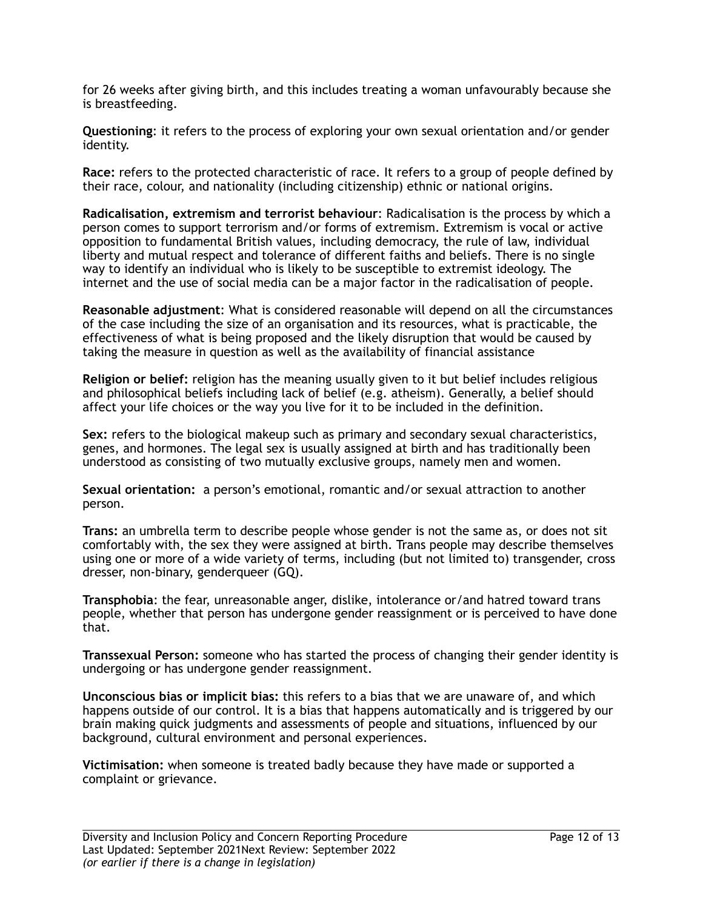for 26 weeks after giving birth, and this includes treating a woman unfavourably because she is breastfeeding.

**Questioning**: it refers to the process of exploring your own sexual orientation and/or gender identity.

**Race:** refers to the protected characteristic of race. It refers to a group of people defined by their race, colour, and nationality (including citizenship) ethnic or national origins.

**Radicalisation, extremism and terrorist behaviour**: Radicalisation is the process by which a person comes to support terrorism and/or forms of extremism. Extremism is vocal or active opposition to fundamental British values, including democracy, the rule of law, individual liberty and mutual respect and tolerance of different faiths and beliefs. There is no single way to identify an individual who is likely to be susceptible to extremist ideology. The internet and the use of social media can be a major factor in the radicalisation of people.

**Reasonable adjustment**: What is considered reasonable will depend on all the circumstances of the case including the size of an organisation and its resources, what is practicable, the effectiveness of what is being proposed and the likely disruption that would be caused by taking the measure in question as well as the availability of financial assistance

**Religion or belief:** religion has the meaning usually given to it but belief includes religious and philosophical beliefs including lack of belief (e.g. atheism). Generally, a belief should affect your life choices or the way you live for it to be included in the definition.

**Sex:** refers to the biological makeup such as primary and secondary sexual characteristics, genes, and hormones. The legal sex is usually assigned at birth and has traditionally been understood as consisting of two mutually exclusive groups, namely men and women.

**Sexual orientation:** a person's emotional, romantic and/or sexual attraction to another person.

**Trans:** an umbrella term to describe people whose gender is not the same as, or does not sit comfortably with, the sex they were assigned at birth. Trans people may describe themselves using one or more of a wide variety of terms, including (but not limited to) transgender, cross dresser, non-binary, genderqueer (GQ).

**Transphobia**: the fear, unreasonable anger, dislike, intolerance or/and hatred toward trans people, whether that person has undergone gender reassignment or is perceived to have done that.

**Transsexual Person:** someone who has started the process of changing their gender identity is undergoing or has undergone gender reassignment.

**Unconscious bias or implicit bias:** this refers to a bias that we are unaware of, and which happens outside of our control. It is a bias that happens automatically and is triggered by our brain making quick judgments and assessments of people and situations, influenced by our background, cultural environment and personal experiences.

**Victimisation:** when someone is treated badly because they have made or supported a complaint or grievance.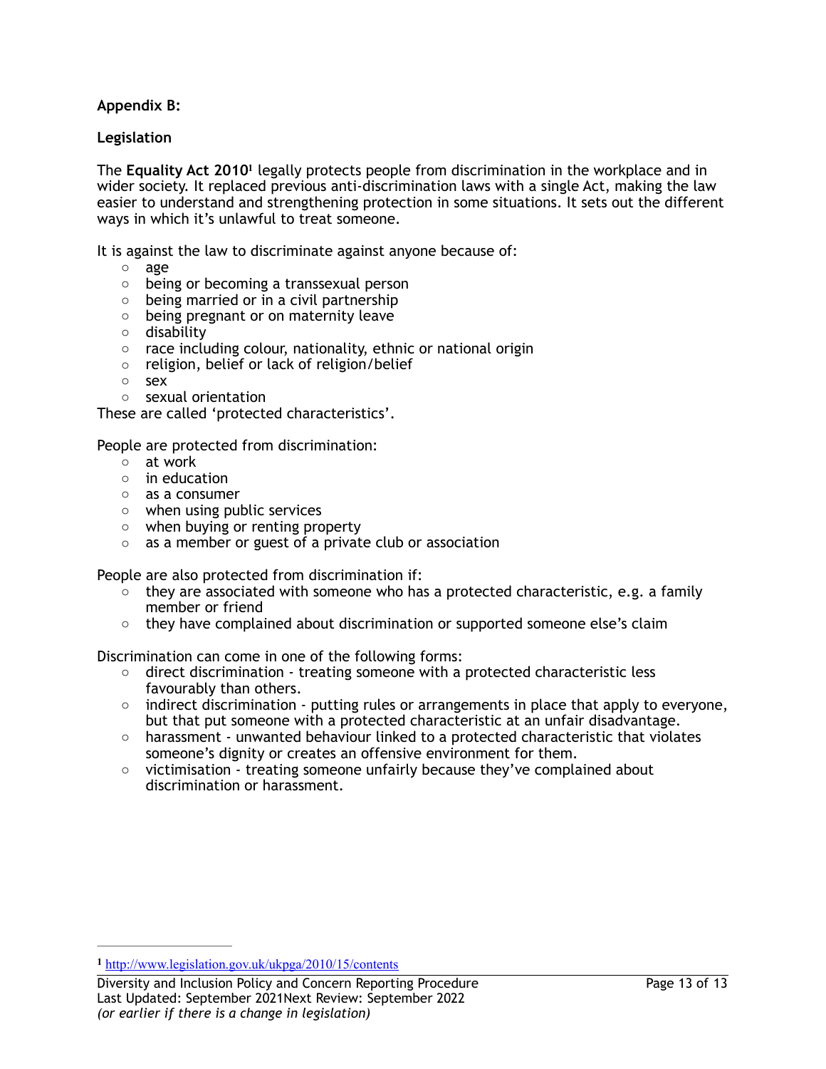**Appendix B:**

**Legislation**

The **Equality Act 2010**[1] legally protects people from discrimination in the workplace and in wider society. It replaced previous anti-discrimination laws with a single Act, making the law easier to understand and strengthening protection in some situations. It sets out the different ways in which it's unlawful to treat someone.

It is against the law to discriminate against anyone because of:

- age
- being or becoming a transsexual person
- being married or in a civil partnership
- being pregnant or on maternity leave
- disability
- race including colour, nationality, ethnic or national origin
- religion, belief or lack of religion/belief
- sex
- sexual orientation

These are called 'protected characteristics'.

People are protected from discrimination:

- at work
- in education
- as a consumer
- when using public services
- when buying or renting property
- as a member or guest of a private club or association

People are also protected from discrimination if:

- they are associated with someone who has a protected characteristic, e.g. a family member or friend
- they have complained about discrimination or supported someone else's claim

Discrimination can come in one of the following forms:

- direct discrimination - treating someone with a protected characteristic less favourably than others.
- indirect discrimination - putting rules or arrangements in place that apply to everyone, but that put someone with a protected characteristic at an unfair disadvantage.
- harassment - unwanted behaviour linked to a protected characteristic that violates someone's dignity or creates an offensive environment for them.
- victimisation - treating someone unfairly because they've complained about discrimination or harassment.

---

[1] http://www.legislation.gov.uk/ukpga/2010/15/contents